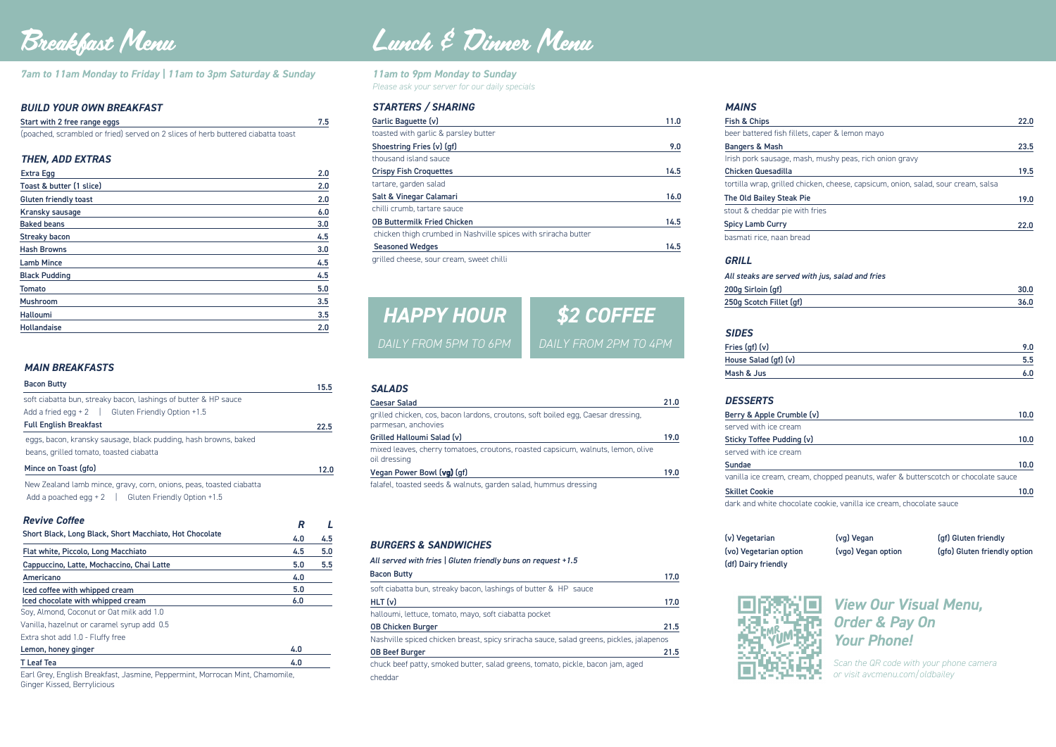# Breakfast Menu

*7am to 11am Monday to Friday | 11am to 3pm Saturday & Sunday*

## BUILD YOUR OWN BREAKFAST

| Item | Price |
|---|---|
| Start with 2 free range eggs | 7.5 |

(poached, scrambled or fried) served on 2 slices of herb buttered ciabatta toast

## THEN, ADD EXTRAS

| Item | Price |
|---|---|
| Extra Egg | 2.0 |
| Toast & butter (1 slice) | 2.0 |
| Gluten friendly toast | 2.0 |
| Kransky sausage | 6.0 |
| Baked beans | 3.0 |
| Streaky bacon | 4.5 |
| Hash Browns | 3.0 |
| Lamb Mince | 4.5 |
| Black Pudding | 4.5 |
| Tomato | 5.0 |
| Mushroom | 3.5 |
| Halloumi | 3.5 |
| Hollandaise | 2.0 |

## MAIN BREAKFASTS

**Bacon Butty** — 15.5
soft ciabatta bun, streaky bacon, lashings of butter & HP sauce
Add a fried egg + 2 | Gluten Friendly Option +1.5

**Full English Breakfast** — 22.5
eggs, bacon, kransky sausage, black pudding, hash browns, baked beans, grilled tomato, toasted ciabatta

**Mince on Toast (gfo)** — 12.0
New Zealand lamb mince, gravy, corn, onions, peas, toasted ciabatta
Add a poached egg + 2 | Gluten Friendly Option +1.5

## Revive Coffee

| Item | R | L |
|---|---|---|
| Short Black, Long Black, Short Macchiato, Hot Chocolate | 4.0 | 4.5 |
| Flat white, Piccolo, Long Macchiato | 4.5 | 5.0 |
| Cappuccino, Latte, Mochaccino, Chai Latte | 5.0 | 5.5 |
| Americano | 4.0 | |
| Iced coffee with whipped cream | 5.0 | |
| Iced chocolate with whipped cream | 6.0 | |

Soy, Almond, Coconut or Oat milk add 1.0
Vanilla, hazelnut or caramel syrup add 0.5
Extra shot add 1.0 - Fluffy free

| Item | Price |
|---|---|
| Lemon, honey ginger | 4.0 |
| T Leaf Tea | 4.0 |

Earl Grey, English Breakfast, Jasmine, Peppermint, Morrocan Mint, Chamomile, Ginger Kissed, Berrylicious

# Lunch & Dinner Menu

*11am to 9pm Monday to Sunday*
*Please ask your server for our daily specials*

## STARTERS / SHARING

**Garlic Baguette (v)** — 11.0
toasted with garlic & parsley butter

**Shoestring Fries (v) (gf)** — 9.0
thousand island sauce

**Crispy Fish Croquettes** — 14.5
tartare, garden salad

**Salt & Vinegar Calamari** — 16.0
chilli crumb, tartare sauce

**OB Buttermilk Fried Chicken** — 14.5
chicken thigh crumbed in Nashville spices with sriracha butter

**Seasoned Wedges** — 14.5
grilled cheese, sour cream, sweet chilli

**HAPPY HOUR** — DAILY FROM 5PM TO 6PM

**$2 COFFEE** — DAILY FROM 2PM TO 4PM

## SALADS

**Caesar Salad** — 21.0
grilled chicken, cos, bacon lardons, croutons, soft boiled egg, Caesar dressing, parmesan, anchovies

**Grilled Halloumi Salad (v)** — 19.0
mixed leaves, cherry tomatoes, croutons, roasted capsicum, walnuts, lemon, olive oil dressing

**Vegan Power Bowl (vg) (gf)** — 19.0
falafel, toasted seeds & walnuts, garden salad, hummus dressing

## BURGERS & SANDWICHES

*All served with fries | Gluten friendly buns on request +1.5*

**Bacon Butty** — 17.0
soft ciabatta bun, streaky bacon, lashings of butter & HP sauce

**HLT (v)** — 17.0
halloumi, lettuce, tomato, mayo, soft ciabatta pocket

**OB Chicken Burger** — 21.5
Nashville spiced chicken breast, spicy sriracha sauce, salad greens, pickles, jalapenos

**OB Beef Burger** — 21.5
chuck beef patty, smoked butter, salad greens, tomato, pickle, bacon jam, aged cheddar

## MAINS

**Fish & Chips** — 22.0
beer battered fish fillets, caper & lemon mayo

**Bangers & Mash** — 23.5
Irish pork sausage, mash, mushy peas, rich onion gravy

**Chicken Quesadilla** — 19.5
tortilla wrap, grilled chicken, cheese, capsicum, onion, salad, sour cream, salsa

**The Old Bailey Steak Pie** — 19.0
stout & cheddar pie with fries

**Spicy Lamb Curry** — 22.0
basmati rice, naan bread

## GRILL

*All steaks are served with jus, salad and fries*

| Item | Price |
|---|---|
| 200g Sirloin (gf) | 30.0 |
| 250g Scotch Fillet (gf) | 36.0 |

## SIDES

| Item | Price |
|---|---|
| Fries (gf) (v) | 9.0 |
| House Salad (gf) (v) | 5.5 |
| Mash & Jus | 6.0 |

## DESSERTS

**Berry & Apple Crumble (v)** — 10.0
served with ice cream

**Sticky Toffee Pudding (v)** — 10.0
served with ice cream

**Sundae** — 10.0
vanilla ice cream, cream, chopped peanuts, wafer & butterscotch or chocolate sauce

**Skillet Cookie** — 10.0
dark and white chocolate cookie, vanilla ice cream, chocolate sauce

(v) Vegetarian | (vg) Vegan | (gf) Gluten friendly
(vo) Vegetarian option | (vgo) Vegan option | (gfo) Gluten friendly option
(df) Dairy friendly

## View Our Visual Menu, Order & Pay On Your Phone!

*Scan the QR code with your phone camera or visit avcmenu.com/oldbailey*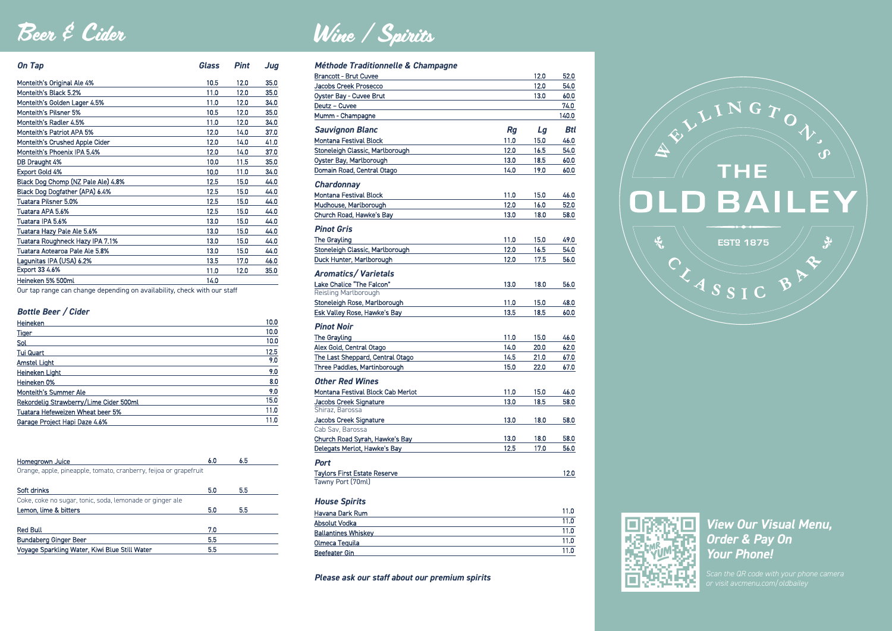# Beer & Cider

## On Tap

| On Tap | Glass | Pint | Jug |
|---|---|---|---|
| Monteith's Original Ale 4% | 10.5 | 12.0 | 35.0 |
| Monteith's Black 5.2% | 11.0 | 12.0 | 35.0 |
| Monteith's Golden Lager 4.5% | 11.0 | 12.0 | 34.0 |
| Monteith's Pilsner 5% | 10.5 | 12.0 | 35.0 |
| Monteith's Radler 4.5% | 11.0 | 12.0 | 34.0 |
| Monteith's Patriot APA 5% | 12.0 | 14.0 | 37.0 |
| Monteith's Crushed Apple Cider | 12.0 | 14.0 | 41.0 |
| Monteith's Phoenix IPA 5.4% | 12.0 | 14.0 | 37.0 |
| DB Draught 4% | 10.0 | 11.5 | 35.0 |
| Export Gold 4% | 10.0 | 11.0 | 34.0 |
| Black Dog Chomp (NZ Pale Ale) 4.8% | 12.5 | 15.0 | 44.0 |
| Black Dog Dogfather (APA) 6.4% | 12.5 | 15.0 | 44.0 |
| Tuatara Pilsner 5.0% | 12.5 | 15.0 | 44.0 |
| Tuatara APA 5.6% | 12.5 | 15.0 | 44.0 |
| Tuatara IPA 5.6% | 13.0 | 15.0 | 44.0 |
| Tuatara Hazy Pale Ale 5.6% | 13.0 | 15.0 | 44.0 |
| Tuatara Roughneck Hazy IPA 7.1% | 13.0 | 15.0 | 44.0 |
| Tuatara Aotearoa Pale Ale 5.8% | 13.0 | 15.0 | 44.0 |
| Lagunitas IPA (USA) 6.2% | 13.5 | 17.0 | 46.0 |
| Export 33 4.6% | 11.0 | 12.0 | 35.0 |
| Heineken 5% 500ml | 14.0 | | |

Our tap range can change depending on availability, check with our staff

## Bottle Beer / Cider

| Bottle Beer / Cider | |
|---|---|
| Heineken | 10.0 |
| Tiger | 10.0 |
| Sol | 10.0 |
| Tui Quart | 12.5 |
| Amstel Light | 9.0 |
| Heineken Light | 9.0 |
| Heineken 0% | 8.0 |
| Monteith's Summer Ale | 9.0 |
| Rekordelig Strawberry/Lime Cider 500ml | 15.0 |
| Tuatara Hefeweizen Wheat beer 5% | 11.0 |
| Garage Project Hapi Daze 4.6% | 11.0 |

| | | |
|---|---|---|
| Homegrown Juice<br>Orange, apple, pineapple, tomato, cranberry, feijoa or grapefruit | 6.0 | 6.5 |
| Soft drinks<br>Coke, coke no sugar, tonic, soda, lemonade or ginger ale | 5.0 | 5.5 |
| Lemon, lime & bitters | 5.0 | 5.5 |
| Red Bull | 7.0 | |
| Bundaberg Ginger Beer | 5.5 | |
| Voyage Sparkling Water, Kiwi Blue Still Water | 5.5 | |

# Wine / Spirits

## Méthode Traditionnelle & Champagne

| Méthode Traditionnelle & Champagne | | |
|---|---|---|
| Brancott - Brut Cuvee | 12.0 | 52.0 |
| Jacobs Creek Prosecco | 12.0 | 54.0 |
| Oyster Bay - Cuvee Brut | 13.0 | 60.0 |
| Deutz – Cuvee | | 74.0 |
| Mumm - Champagne | | 140.0 |

## Sauvignon Blanc

| Sauvignon Blanc | Rg | Lg | Btl |
|---|---|---|---|
| Montana Festival Block | 11.0 | 15.0 | 46.0 |
| Stoneleigh Classic, Marlborough | 12.0 | 16.5 | 54.0 |
| Oyster Bay, Marlborough | 13.0 | 18.5 | 60.0 |
| Domain Road, Central Otago | 14.0 | 19.0 | 60.0 |

## Chardonnay

| Chardonnay | Rg | Lg | Btl |
|---|---|---|---|
| Montana Festival Block | 11.0 | 15.0 | 46.0 |
| Mudhouse, Marlborough | 12.0 | 16.0 | 52.0 |
| Church Road, Hawke's Bay | 13.0 | 18.0 | 58.0 |

## Pinot Gris

| Pinot Gris | Rg | Lg | Btl |
|---|---|---|---|
| The Grayling | 11.0 | 15.0 | 49.0 |
| Stoneleigh Classic, Marlborough | 12.0 | 16.5 | 54.0 |
| Duck Hunter, Marlborough | 12.0 | 17.5 | 56.0 |

## Aromatics/ Varietals

| Aromatics/ Varietals | Rg | Lg | Btl |
|---|---|---|---|
| Lake Chalice "The Falcon"<br>Reisling Marlborough | 13.0 | 18.0 | 56.0 |
| Stoneleigh Rose, Marlborough | 11.0 | 15.0 | 48.0 |
| Esk Valley Rose, Hawke's Bay | 13.5 | 18.5 | 60.0 |

## Pinot Noir

| Pinot Noir | Rg | Lg | Btl |
|---|---|---|---|
| The Grayling | 11.0 | 15.0 | 46.0 |
| Alex Gold, Central Otago | 14.0 | 20.0 | 62.0 |
| The Last Sheppard, Central Otago | 14.5 | 21.0 | 67.0 |
| Three Paddles, Martinborough | 15.0 | 22.0 | 67.0 |

## Other Red Wines

| Other Red Wines | Rg | Lg | Btl |
|---|---|---|---|
| Montana Festival Block Cab Merlot | 11.0 | 15.0 | 46.0 |
| Jacobs Creek Signature<br>Shiraz, Barossa | 13.0 | 18.5 | 58.0 |
| Jacobs Creek Signature<br>Cab Sav, Barossa | 13.0 | 18.0 | 58.0 |
| Church Road Syrah, Hawke's Bay | 13.0 | 18.0 | 58.0 |
| Delegats Merlot, Hawke's Bay | 12.5 | 17.0 | 56.0 |

## Port

| Port | |
|---|---|
| Taylors First Estate Reserve<br>Tawny Port (70ml) | 12.0 |

## House Spirits

| House Spirits | |
|---|---|
| Havana Dark Rum | 11.0 |
| Absolut Vodka | 11.0 |
| Ballantines Whiskey | 11.0 |
| Olmeca Tequila | 11.0 |
| Beefeater Gin | 11.0 |

***Please ask our staff about our premium spirits***

Wellington's

# THE OLD BAILEY

ESTº 1875

Classic Bar

## *View Our Visual Menu, Order & Pay On Your Phone!*

*Scan the QR code with your phone camera or visit avcmenu.com/oldbailey*